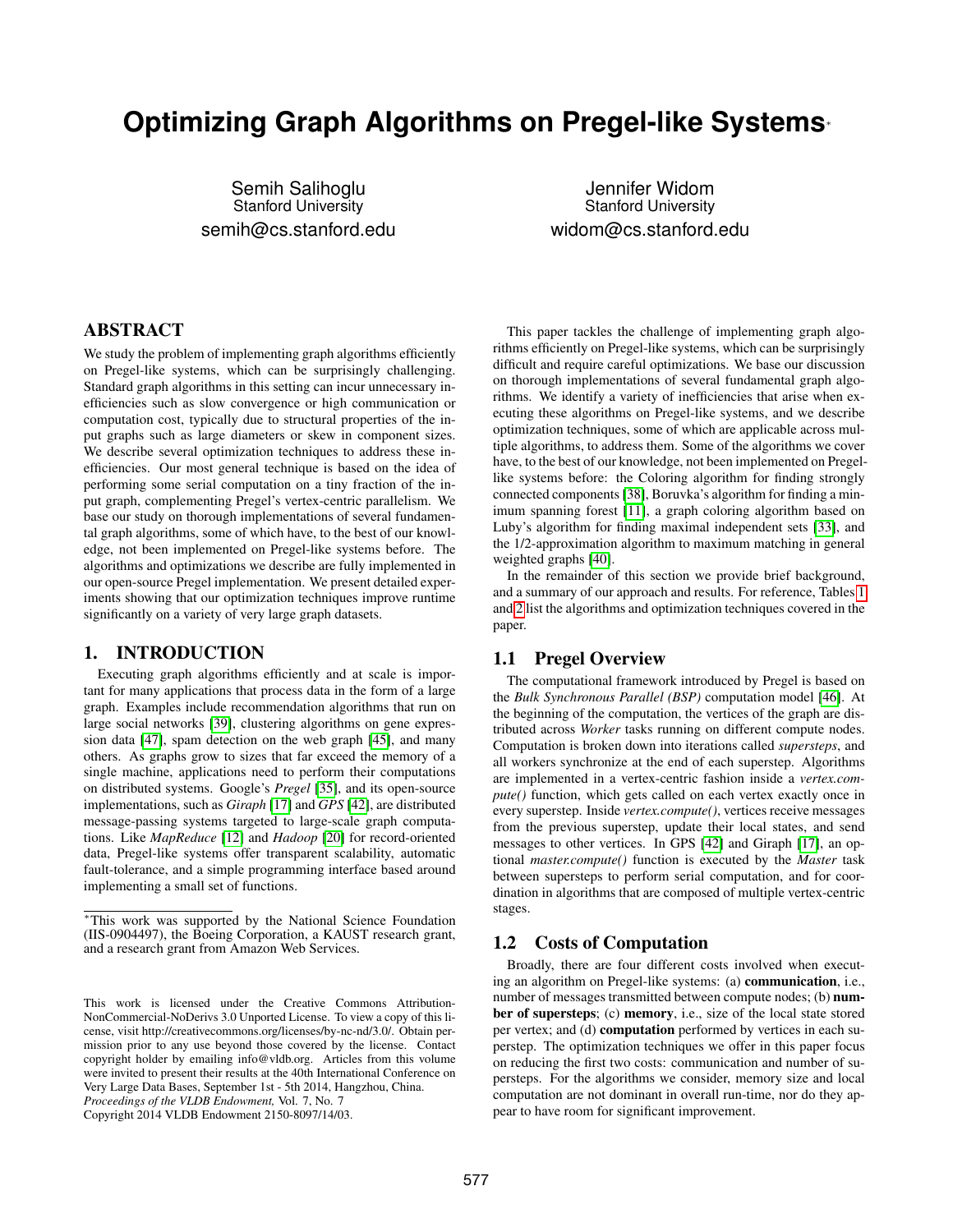# Optimizing Graph Algorithms on Pregel-like Systems*

Semih Salihoglu
Stanford University
semih@cs.stanford.edu

Jennifer Widom
Stanford University
widom@cs.stanford.edu

## ABSTRACT

We study the problem of implementing graph algorithms efficiently on Pregel-like systems, which can be surprisingly challenging. Standard graph algorithms in this setting can incur unnecessary inefficiencies such as slow convergence or high communication or computation cost, typically due to structural properties of the input graphs such as large diameters or skew in component sizes. We describe several optimization techniques to address these inefficiencies. Our most general technique is based on the idea of performing some serial computation on a tiny fraction of the input graph, complementing Pregel's vertex-centric parallelism. We base our study on thorough implementations of several fundamental graph algorithms, some of which have, to the best of our knowledge, not been implemented on Pregel-like systems before. The algorithms and optimizations we describe are fully implemented in our open-source Pregel implementation. We present detailed experiments showing that our optimization techniques improve runtime significantly on a variety of very large graph datasets.

## 1. INTRODUCTION

Executing graph algorithms efficiently and at scale is important for many applications that process data in the form of a large graph. Examples include recommendation algorithms that run on large social networks [39], clustering algorithms on gene expression data [47], spam detection on the web graph [45], and many others. As graphs grow to sizes that far exceed the memory of a single machine, applications need to perform their computations on distributed systems. Google's *Pregel* [35], and its open-source implementations, such as *Giraph* [17] and *GPS* [42], are distributed message-passing systems targeted to large-scale graph computations. Like *MapReduce* [12] and *Hadoop* [20] for record-oriented data, Pregel-like systems offer transparent scalability, automatic fault-tolerance, and a simple programming interface based around implementing a small set of functions.

*This work was supported by the National Science Foundation (IIS-0904497), the Boeing Corporation, a KAUST research grant, and a research grant from Amazon Web Services.

This work is licensed under the Creative Commons Attribution-NonCommercial-NoDerivs 3.0 Unported License. To view a copy of this license, visit http://creativecommons.org/licenses/by-nc-nd/3.0/. Obtain permission prior to any use beyond those covered by the license. Contact copyright holder by emailing info@vldb.org. Articles from this volume were invited to present their results at the 40th International Conference on Very Large Data Bases, September 1st - 5th 2014, Hangzhou, China.
*Proceedings of the VLDB Endowment,* Vol. 7, No. 7
Copyright 2014 VLDB Endowment 2150-8097/14/03.

This paper tackles the challenge of implementing graph algorithms efficiently on Pregel-like systems, which can be surprisingly difficult and require careful optimizations. We base our discussion on thorough implementations of several fundamental graph algorithms. We identify a variety of inefficiencies that arise when executing these algorithms on Pregel-like systems, and we describe optimization techniques, some of which are applicable across multiple algorithms, to address them. Some of the algorithms we cover have, to the best of our knowledge, not been implemented on Pregel-like systems before: the Coloring algorithm for finding strongly connected components [38], Boruvka's algorithm for finding a minimum spanning forest [11], a graph coloring algorithm based on Luby's algorithm for finding maximal independent sets [33], and the 1/2-approximation algorithm to maximum matching in general weighted graphs [40].

In the remainder of this section we provide brief background, and a summary of our approach and results. For reference, Tables 1 and 2 list the algorithms and optimization techniques covered in the paper.

### 1.1 Pregel Overview

The computational framework introduced by Pregel is based on the *Bulk Synchronous Parallel (BSP)* computation model [46]. At the beginning of the computation, the vertices of the graph are distributed across *Worker* tasks running on different compute nodes. Computation is broken down into iterations called *supersteps*, and all workers synchronize at the end of each superstep. Algorithms are implemented in a vertex-centric fashion inside a *vertex.compute()* function, which gets called on each vertex exactly once in every superstep. Inside *vertex.compute()*, vertices receive messages from the previous superstep, update their local states, and send messages to other vertices. In GPS [42] and Giraph [17], an optional *master.compute()* function is executed by the *Master* task between supersteps to perform serial computation, and for coordination in algorithms that are composed of multiple vertex-centric stages.

### 1.2 Costs of Computation

Broadly, there are four different costs involved when executing an algorithm on Pregel-like systems: (a) **communication**, i.e., number of messages transmitted between compute nodes; (b) **number of supersteps**; (c) **memory**, i.e., size of the local state stored per vertex; and (d) **computation** performed by vertices in each superstep. The optimization techniques we offer in this paper focus on reducing the first two costs: communication and number of supersteps. For the algorithms we consider, memory size and local computation are not dominant in overall run-time, nor do they appear to have room for significant improvement.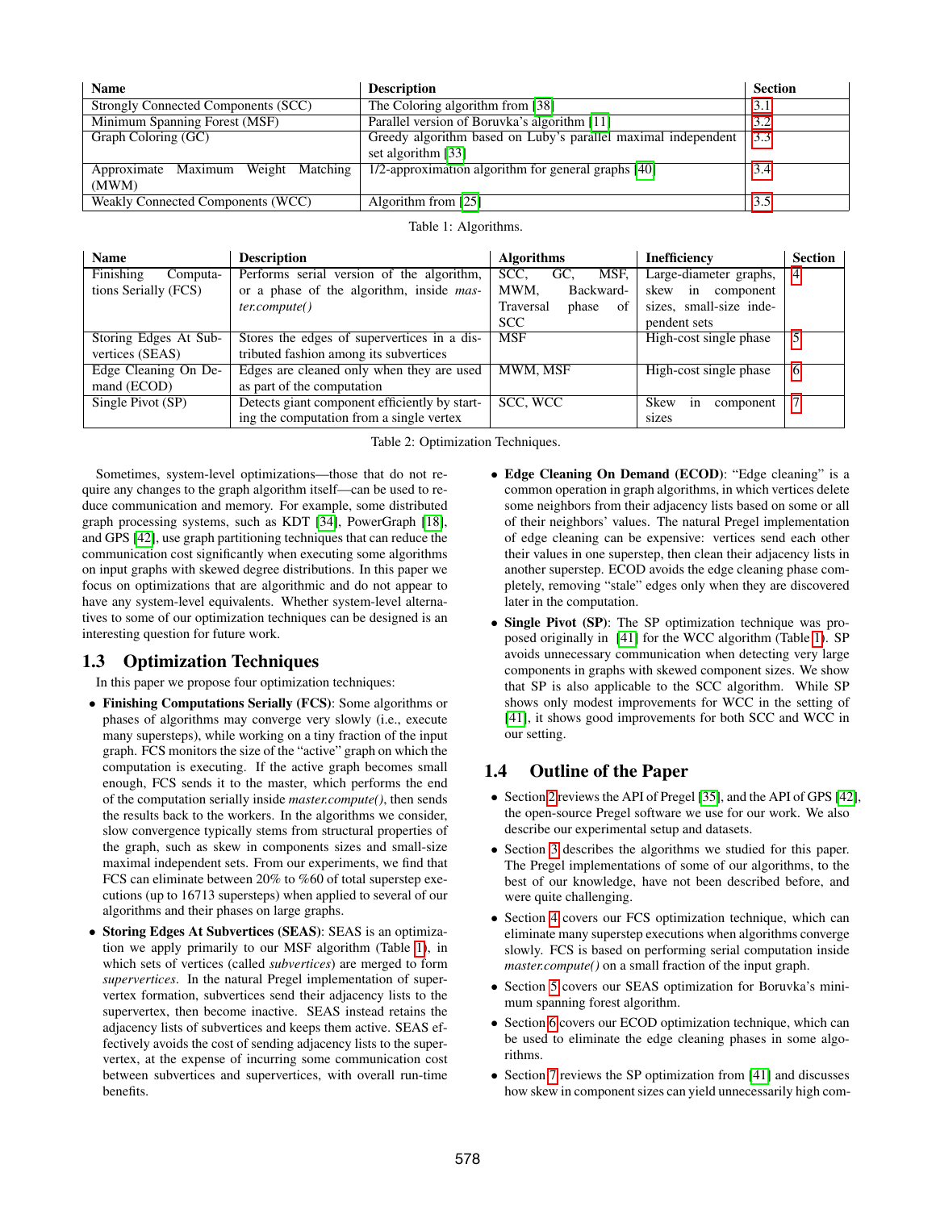| Name | Description | Section |
|---|---|---|
| Strongly Connected Components (SCC) | The Coloring algorithm from [38] | 3.1 |
| Minimum Spanning Forest (MSF) | Parallel version of Boruvka's algorithm [11] | 3.2 |
| Graph Coloring (GC) | Greedy algorithm based on Luby's parallel maximal independent set algorithm [33] | 3.3 |
| Approximate Maximum Weight Matching (MWM) | 1/2-approximation algorithm for general graphs [40] | 3.4 |
| Weakly Connected Components (WCC) | Algorithm from [25] | 3.5 |

Table 1: Algorithms.

| Name | Description | Algorithms | Inefficiency | Section |
|---|---|---|---|---|
| Finishing Computations Serially (FCS) | Performs serial version of the algorithm, or a phase of the algorithm, inside *master.compute()* | SCC, GC, MSF, MWM, Backward-Traversal phase of SCC | Large-diameter graphs, skew in component sizes, small-size independent sets | 4 |
| Storing Edges At Subvertices (SEAS) | Stores the edges of supervertices in a distributed fashion among its subvertices | MSF | High-cost single phase | 5 |
| Edge Cleaning On Demand (ECOD) | Edges are cleaned only when they are used as part of the computation | MWM, MSF | High-cost single phase | 6 |
| Single Pivot (SP) | Detects giant component efficiently by starting the computation from a single vertex | SCC, WCC | Skew in component sizes | 7 |

Table 2: Optimization Techniques.

Sometimes, system-level optimizations—those that do not require any changes to the graph algorithm itself—can be used to reduce communication and memory. For example, some distributed graph processing systems, such as KDT [34], PowerGraph [18], and GPS [42], use graph partitioning techniques that can reduce the communication cost significantly when executing some algorithms on input graphs with skewed degree distributions. In this paper we focus on optimizations that are algorithmic and do not appear to have any system-level equivalents. Whether system-level alternatives to some of our optimization techniques can be designed is an interesting question for future work.

## 1.3 Optimization Techniques

In this paper we propose four optimization techniques:

- **Finishing Computations Serially (FCS)**: Some algorithms or phases of algorithms may converge very slowly (i.e., execute many supersteps), while working on a tiny fraction of the input graph. FCS monitors the size of the "active" graph on which the computation is executing. If the active graph becomes small enough, FCS sends it to the master, which performs the end of the computation serially inside *master.compute()*, then sends the results back to the workers. In the algorithms we consider, slow convergence typically stems from structural properties of the graph, such as skew in components sizes and small-size maximal independent sets. From our experiments, we find that FCS can eliminate between 20% to %60 of total superstep executions (up to 16713 supersteps) when applied to several of our algorithms and their phases on large graphs.
- **Storing Edges At Subvertices (SEAS)**: SEAS is an optimization we apply primarily to our MSF algorithm (Table 1), in which sets of vertices (called *subvertices*) are merged to form *supervertices*. In the natural Pregel implementation of supervertex formation, subvertices send their adjacency lists to the supervertex, then become inactive. SEAS instead retains the adjacency lists of subvertices and keeps them active. SEAS effectively avoids the cost of sending adjacency lists to the supervertex, at the expense of incurring some communication cost between subvertices and supervertices, with overall run-time benefits.
- **Edge Cleaning On Demand (ECOD)**: "Edge cleaning" is a common operation in graph algorithms, in which vertices delete some neighbors from their adjacency lists based on some or all of their neighbors' values. The natural Pregel implementation of edge cleaning can be expensive: vertices send each other their values in one superstep, then clean their adjacency lists in another superstep. ECOD avoids the edge cleaning phase completely, removing "stale" edges only when they are discovered later in the computation.
- **Single Pivot (SP)**: The SP optimization technique was proposed originally in [41] for the WCC algorithm (Table 1). SP avoids unnecessary communication when detecting very large components in graphs with skewed component sizes. We show that SP is also applicable to the SCC algorithm. While SP shows only modest improvements for WCC in the setting of [41], it shows good improvements for both SCC and WCC in our setting.

## 1.4 Outline of the Paper

- Section 2 reviews the API of Pregel [35], and the API of GPS [42], the open-source Pregel software we use for our work. We also describe our experimental setup and datasets.
- Section 3 describes the algorithms we studied for this paper. The Pregel implementations of some of our algorithms, to the best of our knowledge, have not been described before, and were quite challenging.
- Section 4 covers our FCS optimization technique, which can eliminate many superstep executions when algorithms converge slowly. FCS is based on performing serial computation inside *master.compute()* on a small fraction of the input graph.
- Section 5 covers our SEAS optimization for Boruvka's minimum spanning forest algorithm.
- Section 6 covers our ECOD optimization technique, which can be used to eliminate the edge cleaning phases in some algorithms.
- Section 7 reviews the SP optimization from [41] and discusses how skew in component sizes can yield unnecessarily high com-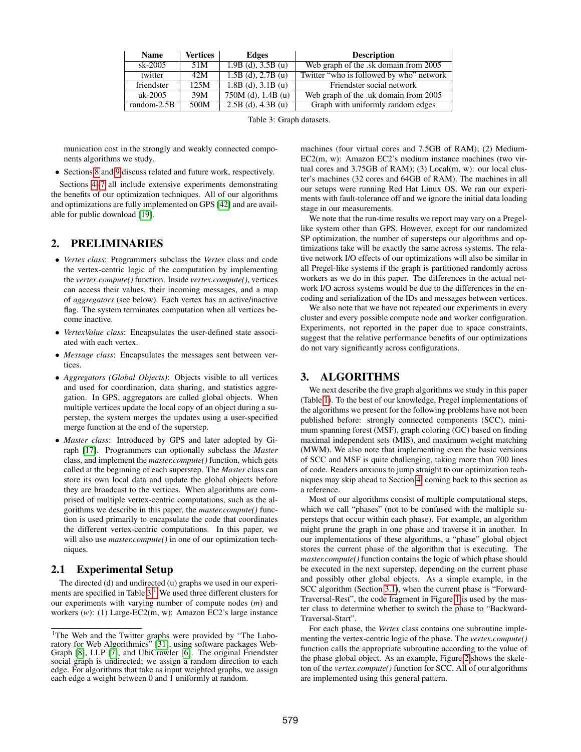| Name | Vertices | Edges | Description |
|---|---|---|---|
| sk-2005 | 51M | 1.9B (d), 3.5B (u) | Web graph of the .sk domain from 2005 |
| twitter | 42M | 1.5B (d), 2.7B (u) | Twitter "who is followed by who" network |
| friendster | 125M | 1.8B (d), 3.1B (u) | Friendster social network |
| uk-2005 | 39M | 750M (d), 1.4B (u) | Web graph of the .uk domain from 2005 |
| random-2.5B | 500M | 2.5B (d), 4.3B (u) | Graph with uniformly random edges |

Table 3: Graph datasets.

munication cost in the strongly and weakly connected components algorithms we study.

- Sections 8 and 9 discuss related and future work, respectively.

Sections 4–7 all include extensive experiments demonstrating the benefits of our optimization techniques. All of our algorithms and optimizations are fully implemented on GPS [42] and are available for public download [19].

## 2. PRELIMINARIES

- *Vertex class*: Programmers subclass the *Vertex* class and code the vertex-centric logic of the computation by implementing the *vertex.compute()* function. Inside *vertex.compute()*, vertices can access their values, their incoming messages, and a map of *aggregators* (see below). Each vertex has an active/inactive flag. The system terminates computation when all vertices become inactive.
- *VertexValue class*: Encapsulates the user-defined state associated with each vertex.
- *Message class*: Encapsulates the messages sent between vertices.
- *Aggregators (Global Objects)*: Objects visible to all vertices and used for coordination, data sharing, and statistics aggregation. In GPS, aggregators are called global objects. When multiple vertices update the local copy of an object during a superstep, the system merges the updates using a user-specified merge function at the end of the superstep.
- *Master class*: Introduced by GPS and later adopted by Giraph [17]. Programmers can optionally subclass the *Master* class, and implement the *master.compute()* function, which gets called at the beginning of each superstep. The *Master* class can store its own local data and update the global objects before they are broadcast to the vertices. When algorithms are comprised of multiple vertex-centric computations, such as the algorithms we describe in this paper, the *master.compute()* function is used primarily to encapsulate the code that coordinates the different vertex-centric computations. In this paper, we will also use *master.compute()* in one of our optimization techniques.

### 2.1 Experimental Setup

The directed (d) and undirected (u) graphs we used in our experiments are specified in Table 3.[1] We used three different clusters for our experiments with varying number of compute nodes ($m$) and workers ($w$): (1) Large-EC2(m, w): Amazon EC2's large instance machines (four virtual cores and 7.5GB of RAM); (2) Medium-EC2(m, w): Amazon EC2's medium instance machines (two virtual cores and 3.75GB of RAM); (3) Local(m, w): our local cluster's machines (32 cores and 64GB of RAM). The machines in all our setups were running Red Hat Linux OS. We ran our experiments with fault-tolerance off and we ignore the initial data loading stage in our measurements.

[1] The Web and the Twitter graphs were provided by "The Laboratory for Web Algorithmics" [31], using software packages WebGraph [8], LLP [7], and UbiCrawler [6]. The original Friendster social graph is undirected; we assign a random direction to each edge. For algorithms that take as input weighted graphs, we assign each edge a weight between 0 and 1 uniformly at random.

We note that the run-time results we report may vary on a Pregel-like system other than GPS. However, except for our randomized SP optimization, the number of supersteps our algorithms and optimizations take will be exactly the same across systems. The relative network I/O effects of our optimizations will also be similar in all Pregel-like systems if the graph is partitioned randomly across workers as we do in this paper. The differences in the actual network I/O across systems would be due to the differences in the encoding and serialization of the IDs and messages between vertices.

We also note that we have not repeated our experiments in every cluster and every possible compute node and worker configuration. Experiments, not reported in the paper due to space constraints, suggest that the relative performance benefits of our optimizations do not vary significantly across configurations.

## 3. ALGORITHMS

We next describe the five graph algorithms we study in this paper (Table 1). To the best of our knowledge, Pregel implementations of the algorithms we present for the following problems have not been published before: strongly connected components (SCC), minimum spanning forest (MSF), graph coloring (GC) based on finding maximal independent sets (MIS), and maximum weight matching (MWM). We also note that implementing even the basic versions of SCC and MSF is quite challenging, taking more than 700 lines of code. Readers anxious to jump straight to our optimization techniques may skip ahead to Section 4, coming back to this section as a reference.

Most of our algorithms consist of multiple computational steps, which we call "phases" (not to be confused with the multiple supersteps that occur within each phase). For example, an algorithm might prune the graph in one phase and traverse it in another. In our implementations of these algorithms, a "phase" global object stores the current phase of the algorithm that is executing. The *master.compute()* function contains the logic of which phase should be executed in the next superstep, depending on the current phase and possibly other global objects. As a simple example, in the SCC algorithm (Section 3.1), when the current phase is "Forward-Traversal-Rest", the code fragment in Figure 1 is used by the master class to determine whether to switch the phase to "Backward-Traversal-Start".

For each phase, the *Vertex* class contains one subroutine implementing the vertex-centric logic of the phase. The *vertex.compute()* function calls the appropriate subroutine according to the value of the phase global object. As an example, Figure 2 shows the skeleton of the *vertex.compute()* function for SCC. All of our algorithms are implemented using this general pattern.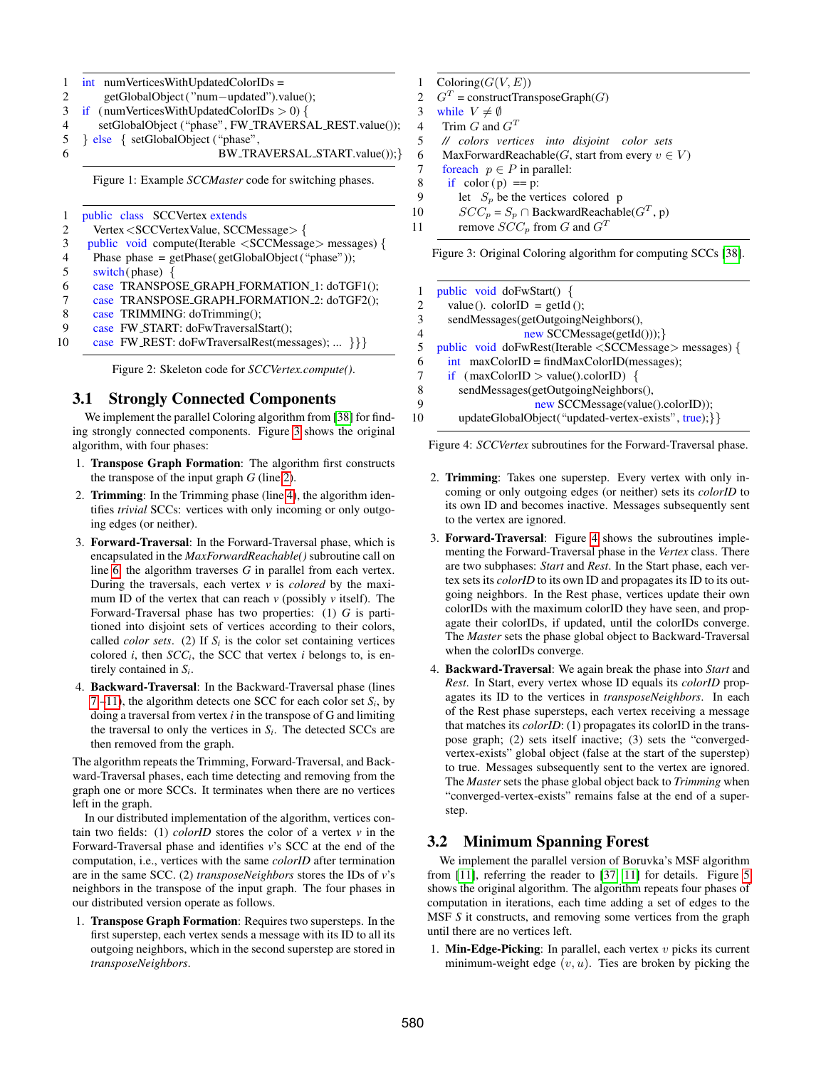```
1  int  numVerticesWithUpdatedColorIDs =
2      getGlobalObject("num-updated").value();
3  if  (numVerticesWithUpdatedColorIDs > 0) {
4      setGlobalObject("phase", FW_TRAVERSAL_REST.value());
5  } else  { setGlobalObject("phase",
6                               BW_TRAVERSAL_START.value());}
```

Figure 1: Example *SCCMaster* code for switching phases.

```
1  public class SCCVertex extends
2    Vertex<SCCVertexValue, SCCMessage> {
3   public void compute(Iterable<SCCMessage> messages) {
4    Phase phase = getPhase(getGlobalObject("phase"));
5    switch(phase) {
6     case TRANSPOSE_GRAPH_FORMATION_1: doTGF1();
7     case TRANSPOSE_GRAPH_FORMATION_2: doTGF2();
8     case TRIMMING: doTrimming();
9     case FW_START: doFwTraversalStart();
10    case FW_REST: doFwTraversalRest(messages); ... }}}
```

Figure 2: Skeleton code for *SCCVertex.compute()*.

### 3.1 Strongly Connected Components

We implement the parallel Coloring algorithm from [38] for finding strongly connected components. Figure 3 shows the original algorithm, with four phases:

1. **Transpose Graph Formation**: The algorithm first constructs the transpose of the input graph *G* (line 2).
2. **Trimming**: In the Trimming phase (line 4), the algorithm identifies *trivial* SCCs: vertices with only incoming or only outgoing edges (or neither).
3. **Forward-Traversal**: In the Forward-Traversal phase, which is encapsulated in the *MaxForwardReachable()* subroutine call on line 6, the algorithm traverses *G* in parallel from each vertex. During the traversals, each vertex *v* is *colored* by the maximum ID of the vertex that can reach *v* (possibly *v* itself). The Forward-Traversal phase has two properties: (1) *G* is partitioned into disjoint sets of vertices according to their colors, called *color sets*. (2) If $S_i$ is the color set containing vertices colored *i*, then $SCC_i$, the SCC that vertex *i* belongs to, is entirely contained in $S_i$.
4. **Backward-Traversal**: In the Backward-Traversal phase (lines 7–11), the algorithm detects one SCC for each color set $S_i$, by doing a traversal from vertex *i* in the transpose of G and limiting the traversal to only the vertices in $S_i$. The detected SCCs are then removed from the graph.

The algorithm repeats the Trimming, Forward-Traversal, and Backward-Traversal phases, each time detecting and removing from the graph one or more SCCs. It terminates when there are no vertices left in the graph.

In our distributed implementation of the algorithm, vertices contain two fields: (1) *colorID* stores the color of a vertex *v* in the Forward-Traversal phase and identifies *v*'s SCC at the end of the computation, i.e., vertices with the same *colorID* after termination are in the same SCC. (2) *transposeNeighbors* stores the IDs of *v*'s neighbors in the transpose of the input graph. The four phases in our distributed version operate as follows.

1. **Transpose Graph Formation**: Requires two supersteps. In the first superstep, each vertex sends a message with its ID to all its outgoing neighbors, which in the second superstep are stored in *transposeNeighbors*.

```
1  Coloring(G(V, E))
2  G^T = constructTransposeGraph(G)
3  while  V ≠ ∅
4   Trim G and G^T
5   // colors vertices into disjoint color sets
6   MaxForwardReachable(G, start from every v ∈ V)
7   foreach  p ∈ P in parallel:
8    if  color(p) == p:
9     let  S_p be the vertices colored p
10    SCC_p = S_p ∩ BackwardReachable(G^T, p)
11    remove SCC_p from G and G^T
```

Figure 3: Original Coloring algorithm for computing SCCs [38].

```
1  public void doFwStart() {
2    value().colorID = getId();
3    sendMessages(getOutgoingNeighbors(),
4                 new SCCMessage(getId()));}
5  public void doFwRest(Iterable<SCCMessage> messages) {
6    int  maxColorID = findMaxColorID(messages);
7    if  (maxColorID > value().colorID)  {
8      sendMessages(getOutgoingNeighbors(),
9                   new SCCMessage(value().colorID));
10     updateGlobalObject("updated-vertex-exists", true);}}
```

Figure 4: *SCCVertex* subroutines for the Forward-Traversal phase.

2. **Trimming**: Takes one superstep. Every vertex with only incoming or only outgoing edges (or neither) sets its *colorID* to its own ID and becomes inactive. Messages subsequently sent to the vertex are ignored.
3. **Forward-Traversal**: Figure 4 shows the subroutines implementing the Forward-Traversal phase in the *Vertex* class. There are two subphases: *Start* and *Rest*. In the Start phase, each vertex sets its *colorID* to its own ID and propagates its ID to its outgoing neighbors. In the Rest phase, vertices update their own colorIDs with the maximum colorID they have seen, and propagate their colorIDs, if updated, until the colorIDs converge. The *Master* sets the phase global object to Backward-Traversal when the colorIDs converge.
4. **Backward-Traversal**: We again break the phase into *Start* and *Rest*. In Start, every vertex whose ID equals its *colorID* propagates its ID to the vertices in *transposeNeighbors*. In each of the Rest phase supersteps, each vertex receiving a message that matches its *colorID*: (1) propagates its colorID in the transpose graph; (2) sets itself inactive; (3) sets the "converged-vertex-exists" global object (false at the start of the superstep) to true. Messages subsequently sent to the vertex are ignored. The *Master* sets the phase global object back to *Trimming* when "converged-vertex-exists" remains false at the end of a superstep.

### 3.2 Minimum Spanning Forest

We implement the parallel version of Boruvka's MSF algorithm from [11], referring the reader to [37, 11] for details. Figure 5 shows the original algorithm. The algorithm repeats four phases of computation in iterations, each time adding a set of edges to the MSF *S* it constructs, and removing some vertices from the graph until there are no vertices left.

1. **Min-Edge-Picking**: In parallel, each vertex $v$ picks its current minimum-weight edge $(v, u)$. Ties are broken by picking the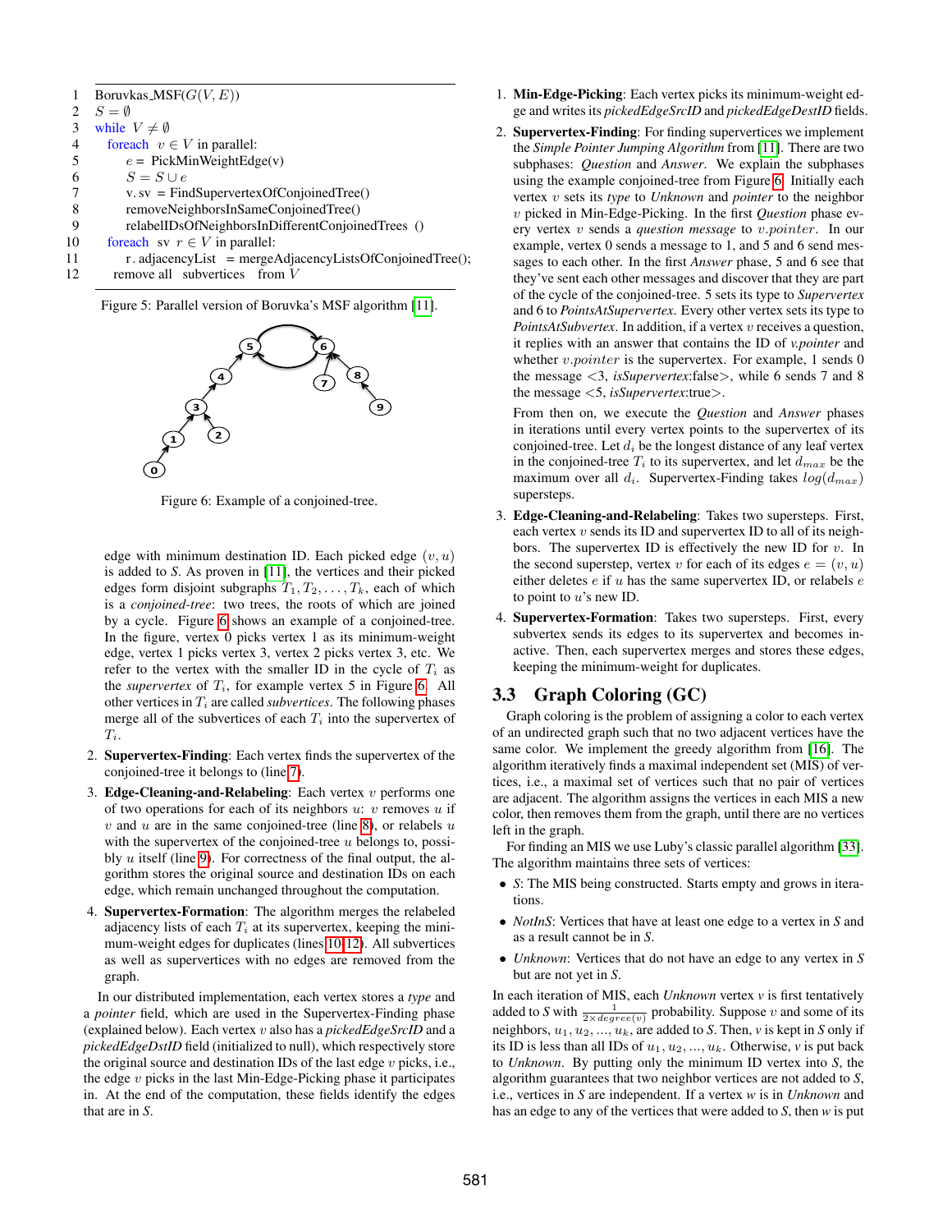```
1   Boruvkas_MSF(G(V, E))
2     S = ∅
3     while  V ≠ ∅
4       foreach  v ∈ V in parallel:
5         e = PickMinWeightEdge(v)
6         S = S ∪ e
7         v.sv = FindSupervertexOfConjoinedTree()
8         removeNeighborsInSameConjoinedTree()
9         relabelIDsOfNeighborsInDifferentConjoinedTrees ()
10      foreach  sv r ∈ V in parallel:
11        r.adjacencyList = mergeAdjacencyListsOfConjoinedTree();
12      remove all subvertices from V
```

Figure 5: Parallel version of Boruvka's MSF algorithm [11].

0
1
2
3
4
5
6
7
8
9

Figure 6: Example of a conjoined-tree.

edge with minimum destination ID. Each picked edge $(v, u)$ is added to $S$. As proven in [11], the vertices and their picked edges form disjoint subgraphs $T_1, T_2, \ldots, T_k$, each of which is a *conjoined-tree*: two trees, the roots of which are joined by a cycle. Figure 6 shows an example of a conjoined-tree. In the figure, vertex 0 picks vertex 1 as its minimum-weight edge, vertex 1 picks vertex 3, vertex 2 picks vertex 3, etc. We refer to the vertex with the smaller ID in the cycle of $T_i$ as the *supervertex* of $T_i$, for example vertex 5 in Figure 6. All other vertices in $T_i$ are called *subvertices*. The following phases merge all of the subvertices of each $T_i$ into the supervertex of $T_i$.

2. **Supervertex-Finding**: Each vertex finds the supervertex of the conjoined-tree it belongs to (line 7).

3. **Edge-Cleaning-and-Relabeling**: Each vertex $v$ performs one of two operations for each of its neighbors $u$: $v$ removes $u$ if $v$ and $u$ are in the same conjoined-tree (line 8), or relabels $u$ with the supervertex of the conjoined-tree $u$ belongs to, possibly $u$ itself (line 9). For correctness of the final output, the algorithm stores the original source and destination IDs on each edge, which remain unchanged throughout the computation.

4. **Supervertex-Formation**: The algorithm merges the relabeled adjacency lists of each $T_i$ at its supervertex, keeping the minimum-weight edges for duplicates (lines 10-12). All subvertices as well as supervertices with no edges are removed from the graph.

In our distributed implementation, each vertex stores a *type* and a *pointer* field, which are used in the Supervertex-Finding phase (explained below). Each vertex $v$ also has a *pickedEdgeSrcID* and a *pickedEdgeDstID* field (initialized to null), which respectively store the original source and destination IDs of the last edge $v$ picks, i.e., the edge $v$ picks in the last Min-Edge-Picking phase it participates in. At the end of the computation, these fields identify the edges that are in $S$.

1. **Min-Edge-Picking**: Each vertex picks its minimum-weight edge and writes its *pickedEdgeSrcID* and *pickedEdgeDestID* fields.

2. **Supervertex-Finding**: For finding supervertices we implement the *Simple Pointer Jumping Algorithm* from [11]. There are two subphases: *Question* and *Answer*. We explain the subphases using the example conjoined-tree from Figure 6. Initially each vertex $v$ sets its *type* to *Unknown* and *pointer* to the neighbor $v$ picked in Min-Edge-Picking. In the first *Question* phase every vertex $v$ sends a *question message* to $v.pointer$. In our example, vertex 0 sends a message to 1, and 5 and 6 send messages to each other. In the first *Answer* phase, 5 and 6 see that they've sent each other messages and discover that they are part of the cycle of the conjoined-tree. 5 sets its type to *Supervertex* and 6 to *PointsAtSupervertex*. Every other vertex sets its type to *PointsAtSubvertex*. In addition, if a vertex $v$ receives a question, it replies with an answer that contains the ID of *v.pointer* and whether $v.pointer$ is the supervertex. For example, 1 sends 0 the message <3, *isSupervertex*:false>, while 6 sends 7 and 8 the message <5, *isSupervertex*:true>.

   From then on, we execute the *Question* and *Answer* phases in iterations until every vertex points to the supervertex of its conjoined-tree. Let $d_i$ be the longest distance of any leaf vertex in the conjoined-tree $T_i$ to its supervertex, and let $d_{max}$ be the maximum over all $d_i$. Supervertex-Finding takes $log(d_{max})$ supersteps.

3. **Edge-Cleaning-and-Relabeling**: Takes two supersteps. First, each vertex $v$ sends its ID and supervertex ID to all of its neighbors. The supervertex ID is effectively the new ID for $v$. In the second superstep, vertex $v$ for each of its edges $e = (v, u)$ either deletes $e$ if $u$ has the same supervertex ID, or relabels $e$ to point to $u$'s new ID.

4. **Supervertex-Formation**: Takes two supersteps. First, every subvertex sends its edges to its supervertex and becomes inactive. Then, each supervertex merges and stores these edges, keeping the minimum-weight for duplicates.

## 3.3 Graph Coloring (GC)

Graph coloring is the problem of assigning a color to each vertex of an undirected graph such that no two adjacent vertices have the same color. We implement the greedy algorithm from [16]. The algorithm iteratively finds a maximal independent set (MIS) of vertices, i.e., a maximal set of vertices such that no pair of vertices are adjacent. The algorithm assigns the vertices in each MIS a new color, then removes them from the graph, until there are no vertices left in the graph.

For finding an MIS we use Luby's classic parallel algorithm [33]. The algorithm maintains three sets of vertices:

- *S*: The MIS being constructed. Starts empty and grows in iterations.
- *NotInS*: Vertices that have at least one edge to a vertex in $S$ and as a result cannot be in $S$.
- *Unknown*: Vertices that do not have an edge to any vertex in $S$ but are not yet in $S$.

In each iteration of MIS, each *Unknown* vertex $v$ is first tentatively added to $S$ with $\frac{1}{2 \times degree(v)}$ probability. Suppose $v$ and some of its neighbors, $u_1, u_2, \ldots, u_k$, are added to $S$. Then, $v$ is kept in $S$ only if its ID is less than all IDs of $u_1, u_2, \ldots, u_k$. Otherwise, $v$ is put back to *Unknown*. By putting only the minimum ID vertex into $S$, the algorithm guarantees that two neighbor vertices are not added to $S$, i.e., vertices in $S$ are independent. If a vertex $w$ is in *Unknown* and has an edge to any of the vertices that were added to $S$, then $w$ is put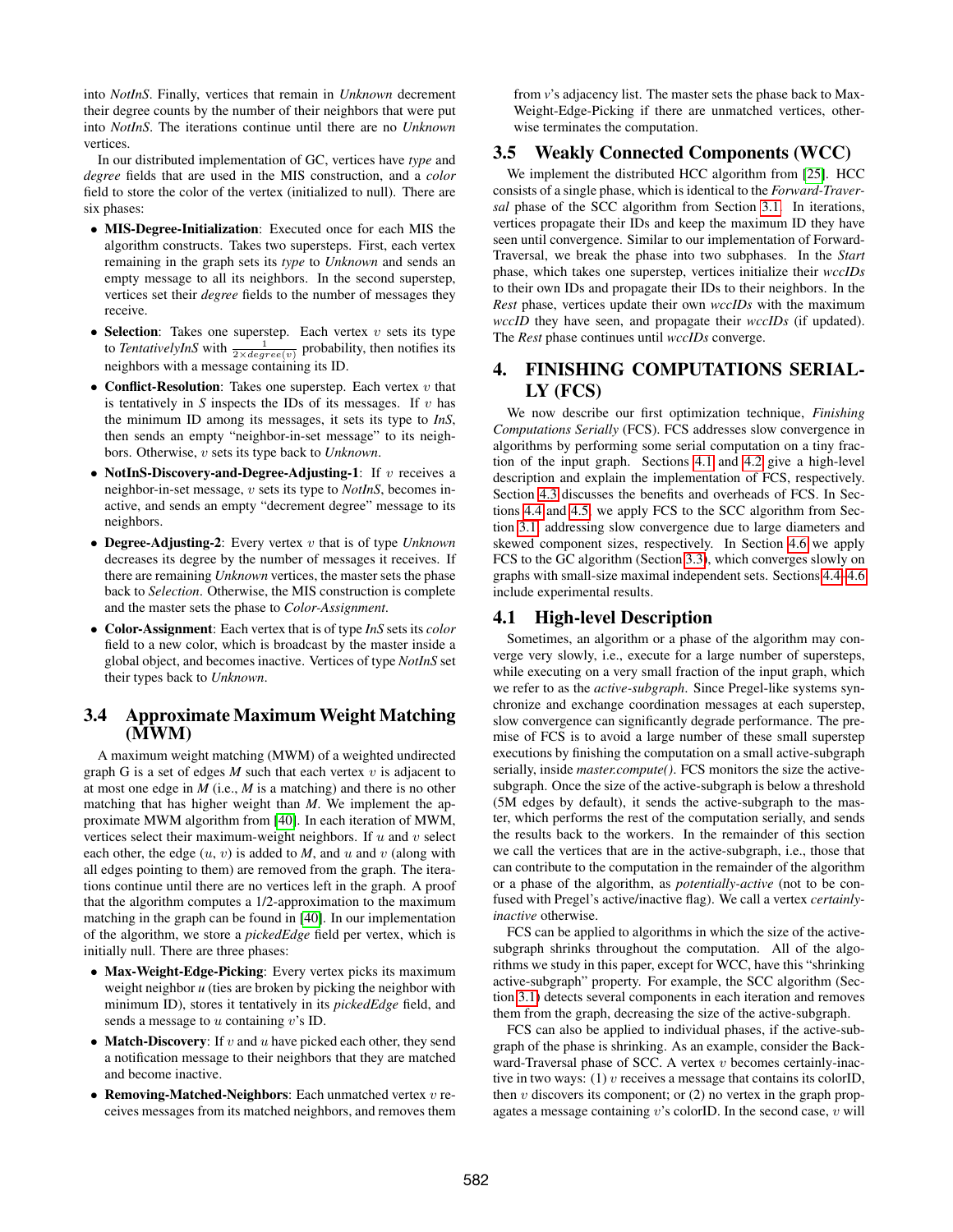into *NotInS*. Finally, vertices that remain in *Unknown* decrement their degree counts by the number of their neighbors that were put into *NotInS*. The iterations continue until there are no *Unknown* vertices.

In our distributed implementation of GC, vertices have *type* and *degree* fields that are used in the MIS construction, and a *color* field to store the color of the vertex (initialized to null). There are six phases:

- **MIS-Degree-Initialization**: Executed once for each MIS the algorithm constructs. Takes two supersteps. First, each vertex remaining in the graph sets its *type* to *Unknown* and sends an empty message to all its neighbors. In the second superstep, vertices set their *degree* fields to the number of messages they receive.
- **Selection**: Takes one superstep. Each vertex $v$ sets its type to *TentativelyInS* with $\frac{1}{2 \times degree(v)}$ probability, then notifies its neighbors with a message containing its ID.
- **Conflict-Resolution**: Takes one superstep. Each vertex $v$ that is tentatively in $S$ inspects the IDs of its messages. If $v$ has the minimum ID among its messages, it sets its type to *InS*, then sends an empty "neighbor-in-set message" to its neighbors. Otherwise, $v$ sets its type back to *Unknown*.
- **NotInS-Discovery-and-Degree-Adjusting-1**: If $v$ receives a neighbor-in-set message, $v$ sets its type to *NotInS*, becomes inactive, and sends an empty "decrement degree" message to its neighbors.
- **Degree-Adjusting-2**: Every vertex $v$ that is of type *Unknown* decreases its degree by the number of messages it receives. If there are remaining *Unknown* vertices, the master sets the phase back to *Selection*. Otherwise, the MIS construction is complete and the master sets the phase to *Color-Assignment*.
- **Color-Assignment**: Each vertex that is of type *InS* sets its *color* field to a new color, which is broadcast by the master inside a global object, and becomes inactive. Vertices of type *NotInS* set their types back to *Unknown*.

### 3.4 Approximate Maximum Weight Matching (MWM)

A maximum weight matching (MWM) of a weighted undirected graph G is a set of edges *M* such that each vertex $v$ is adjacent to at most one edge in *M* (i.e., *M* is a matching) and there is no other matching that has higher weight than *M*. We implement the approximate MWM algorithm from [40]. In each iteration of MWM, vertices select their maximum-weight neighbors. If $u$ and $v$ select each other, the edge ($u$, $v$) is added to *M*, and $u$ and $v$ (along with all edges pointing to them) are removed from the graph. The iterations continue until there are no vertices left in the graph. A proof that the algorithm computes a 1/2-approximation to the maximum matching in the graph can be found in [40]. In our implementation of the algorithm, we store a *pickedEdge* field per vertex, which is initially null. There are three phases:

- **Max-Weight-Edge-Picking**: Every vertex picks its maximum weight neighbor *u* (ties are broken by picking the neighbor with minimum ID), stores it tentatively in its *pickedEdge* field, and sends a message to $u$ containing $v$'s ID.
- **Match-Discovery**: If $v$ and $u$ have picked each other, they send a notification message to their neighbors that they are matched and become inactive.
- **Removing-Matched-Neighbors**: Each unmatched vertex $v$ receives messages from its matched neighbors, and removes them from $v$'s adjacency list. The master sets the phase back to Max-Weight-Edge-Picking if there are unmatched vertices, otherwise terminates the computation.

### 3.5 Weakly Connected Components (WCC)

We implement the distributed HCC algorithm from [25]. HCC consists of a single phase, which is identical to the *Forward-Traversal* phase of the SCC algorithm from Section 3.1. In iterations, vertices propagate their IDs and keep the maximum ID they have seen until convergence. Similar to our implementation of Forward-Traversal, we break the phase into two subphases. In the *Start* phase, which takes one superstep, vertices initialize their *wccIDs* to their own IDs and propagate their IDs to their neighbors. In the *Rest* phase, vertices update their own *wccIDs* with the maximum *wccID* they have seen, and propagate their *wccIDs* (if updated). The *Rest* phase continues until *wccIDs* converge.

## 4. FINISHING COMPUTATIONS SERIALLY (FCS)

We now describe our first optimization technique, *Finishing Computations Serially* (FCS). FCS addresses slow convergence in algorithms by performing some serial computation on a tiny fraction of the input graph. Sections 4.1 and 4.2 give a high-level description and explain the implementation of FCS, respectively. Section 4.3 discusses the benefits and overheads of FCS. In Sections 4.4 and 4.5, we apply FCS to the SCC algorithm from Section 3.1, addressing slow convergence due to large diameters and skewed component sizes, respectively. In Section 4.6 we apply FCS to the GC algorithm (Section 3.3), which converges slowly on graphs with small-size maximal independent sets. Sections 4.4-4.6 include experimental results.

### 4.1 High-level Description

Sometimes, an algorithm or a phase of the algorithm may converge very slowly, i.e., execute for a large number of supersteps, while executing on a very small fraction of the input graph, which we refer to as the *active-subgraph*. Since Pregel-like systems synchronize and exchange coordination messages at each superstep, slow convergence can significantly degrade performance. The premise of FCS is to avoid a large number of these small superstep executions by finishing the computation on a small active-subgraph serially, inside *master.compute()*. FCS monitors the size the active-subgraph. Once the size of the active-subgraph is below a threshold (5M edges by default), it sends the active-subgraph to the master, which performs the rest of the computation serially, and sends the results back to the workers. In the remainder of this section we call the vertices that are in the active-subgraph, i.e., those that can contribute to the computation in the remainder of the algorithm or a phase of the algorithm, as *potentially-active* (not to be confused with Pregel's active/inactive flag). We call a vertex *certainly-inactive* otherwise.

FCS can be applied to algorithms in which the size of the active-subgraph shrinks throughout the computation. All of the algorithms we study in this paper, except for WCC, have this "shrinking active-subgraph" property. For example, the SCC algorithm (Section 3.1) detects several components in each iteration and removes them from the graph, decreasing the size of the active-subgraph.

FCS can also be applied to individual phases, if the active-subgraph of the phase is shrinking. As an example, consider the Backward-Traversal phase of SCC. A vertex $v$ becomes certainly-inactive in two ways: (1) $v$ receives a message that contains its colorID, then $v$ discovers its component; or (2) no vertex in the graph propagates a message containing $v$'s colorID. In the second case, $v$ will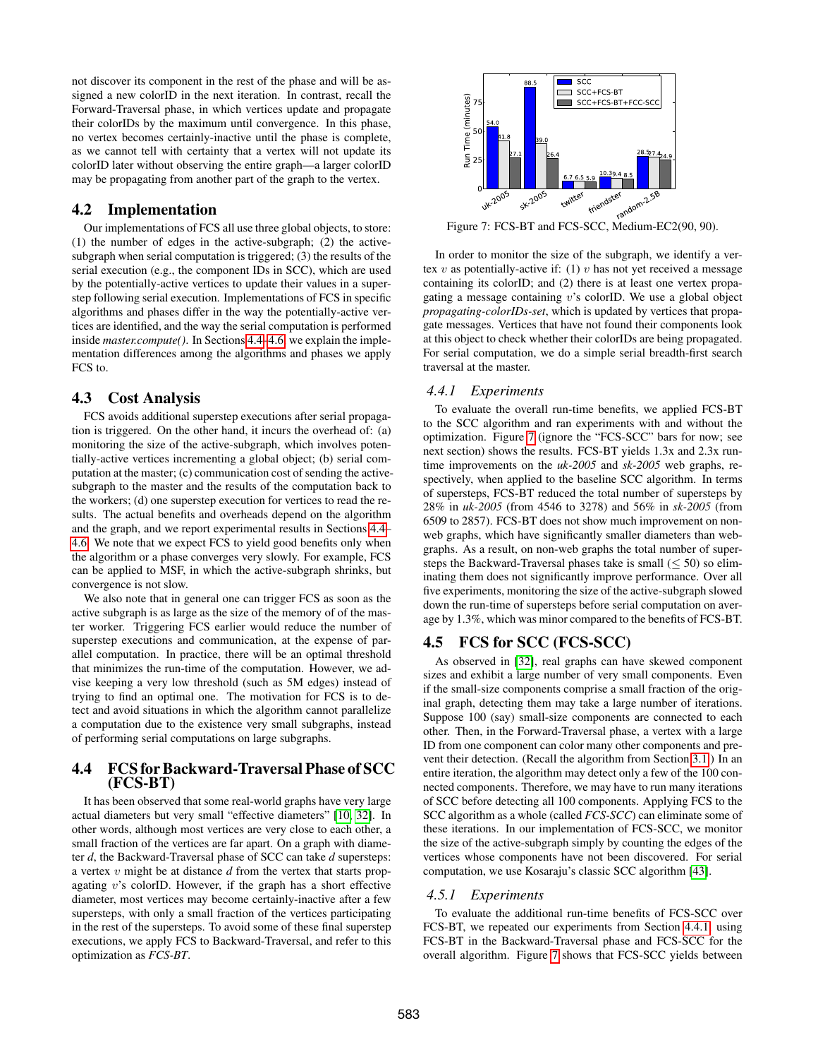not discover its component in the rest of the phase and will be assigned a new colorID in the next iteration. In contrast, recall the Forward-Traversal phase, in which vertices update and propagate their colorIDs by the maximum until convergence. In this phase, no vertex becomes certainly-inactive until the phase is complete, as we cannot tell with certainty that a vertex will not update its colorID later without observing the entire graph—a larger colorID may be propagating from another part of the graph to the vertex.

## 4.2 Implementation

Our implementations of FCS all use three global objects, to store: (1) the number of edges in the active-subgraph; (2) the active-subgraph when serial computation is triggered; (3) the results of the serial execution (e.g., the component IDs in SCC), which are used by the potentially-active vertices to update their values in a superstep following serial execution. Implementations of FCS in specific algorithms and phases differ in the way the potentially-active vertices are identified, and the way the serial computation is performed inside *master.compute()*. In Sections 4.4–4.6, we explain the implementation differences among the algorithms and phases we apply FCS to.

## 4.3 Cost Analysis

FCS avoids additional superstep executions after serial propagation is triggered. On the other hand, it incurs the overhead of: (a) monitoring the size of the active-subgraph, which involves potentially-active vertices incrementing a global object; (b) serial computation at the master; (c) communication cost of sending the active-subgraph to the master and the results of the computation back to the workers; (d) one superstep execution for vertices to read the results. The actual benefits and overheads depend on the algorithm and the graph, and we report experimental results in Sections 4.4–4.6. We note that we expect FCS to yield good benefits only when the algorithm or a phase converges very slowly. For example, FCS can be applied to MSF, in which the active-subgraph shrinks, but convergence is not slow.

We also note that in general one can trigger FCS as soon as the active subgraph is as large as the size of the memory of of the master worker. Triggering FCS earlier would reduce the number of superstep executions and communication, at the expense of parallel computation. In practice, there will be an optimal threshold that minimizes the run-time of the computation. However, we advise keeping a very low threshold (such as 5M edges) instead of trying to find an optimal one. The motivation for FCS is to detect and avoid situations in which the algorithm cannot parallelize a computation due to the existence very small subgraphs, instead of performing serial computations on large subgraphs.

## 4.4 FCS for Backward-Traversal Phase of SCC (FCS-BT)

It has been observed that some real-world graphs have very large actual diameters but very small "effective diameters" [10, 32]. In other words, although most vertices are very close to each other, a small fraction of the vertices are far apart. On a graph with diameter $d$, the Backward-Traversal phase of SCC can take $d$ supersteps: a vertex $v$ might be at distance $d$ from the vertex that starts propagating $v$'s colorID. However, if the graph has a short effective diameter, most vertices may become certainly-inactive after a few supersteps, with only a small fraction of the vertices participating in the rest of the supersteps. To avoid some of these final superstep executions, we apply FCS to Backward-Traversal, and refer to this optimization as *FCS-BT*.

Run Time (minutes)
0
25
50
75
SCC
SCC+FCS-BT
SCC+FCS-BT+FCC-SCC
54.0
41.8
27.1
88.5
39.0
26.4
6.7
6.5
5.9
10.3
9.4
8.5
28.5
27.4
24.9
uk-2005
sk-2005
twitter
friendster
random-2.5B

Figure 7: FCS-BT and FCS-SCC, Medium-EC2(90, 90).

In order to monitor the size of the subgraph, we identify a vertex $v$ as potentially-active if: (1) $v$ has not yet received a message containing its colorID; and (2) there is at least one vertex propagating a message containing $v$'s colorID. We use a global object *propagating-colorIDs-set*, which is updated by vertices that propagate messages. Vertices that have not found their components look at this object to check whether their colorIDs are being propagated. For serial computation, we do a simple serial breadth-first search traversal at the master.

### 4.4.1 Experiments

To evaluate the overall run-time benefits, we applied FCS-BT to the SCC algorithm and ran experiments with and without the optimization. Figure 7 (ignore the "FCS-SCC" bars for now; see next section) shows the results. FCS-BT yields 1.3x and 2.3x run-time improvements on the *uk-2005* and *sk-2005* web graphs, respectively, when applied to the baseline SCC algorithm. In terms of supersteps, FCS-BT reduced the total number of supersteps by 28% in *uk-2005* (from 4546 to 3278) and 56% in *sk-2005* (from 6509 to 2857). FCS-BT does not show much improvement on non-web graphs, which have significantly smaller diameters than web-graphs. As a result, on non-web graphs the total number of supersteps the Backward-Traversal phases take is small ($\leq 50$) so eliminating them does not significantly improve performance. Over all five experiments, monitoring the size of the active-subgraph slowed down the run-time of supersteps before serial computation on average by 1.3%, which was minor compared to the benefits of FCS-BT.

## 4.5 FCS for SCC (FCS-SCC)

As observed in [32], real graphs can have skewed component sizes and exhibit a large number of very small components. Even if the small-size components comprise a small fraction of the original graph, detecting them may take a large number of iterations. Suppose 100 (say) small-size components are connected to each other. Then, in the Forward-Traversal phase, a vertex with a large ID from one component can color many other components and prevent their detection. (Recall the algorithm from Section 3.1.) In an entire iteration, the algorithm may detect only a few of the 100 connected components. Therefore, we may have to run many iterations of SCC before detecting all 100 components. Applying FCS to the SCC algorithm as a whole (called *FCS-SCC*) can eliminate some of these iterations. In our implementation of FCS-SCC, we monitor the size of the active-subgraph simply by counting the edges of the vertices whose components have not been discovered. For serial computation, we use Kosaraju's classic SCC algorithm [43].

### 4.5.1 Experiments

To evaluate the additional run-time benefits of FCS-SCC over FCS-BT, we repeated our experiments from Section 4.4.1 using FCS-BT in the Backward-Traversal phase and FCS-SCC for the overall algorithm. Figure 7 shows that FCS-SCC yields between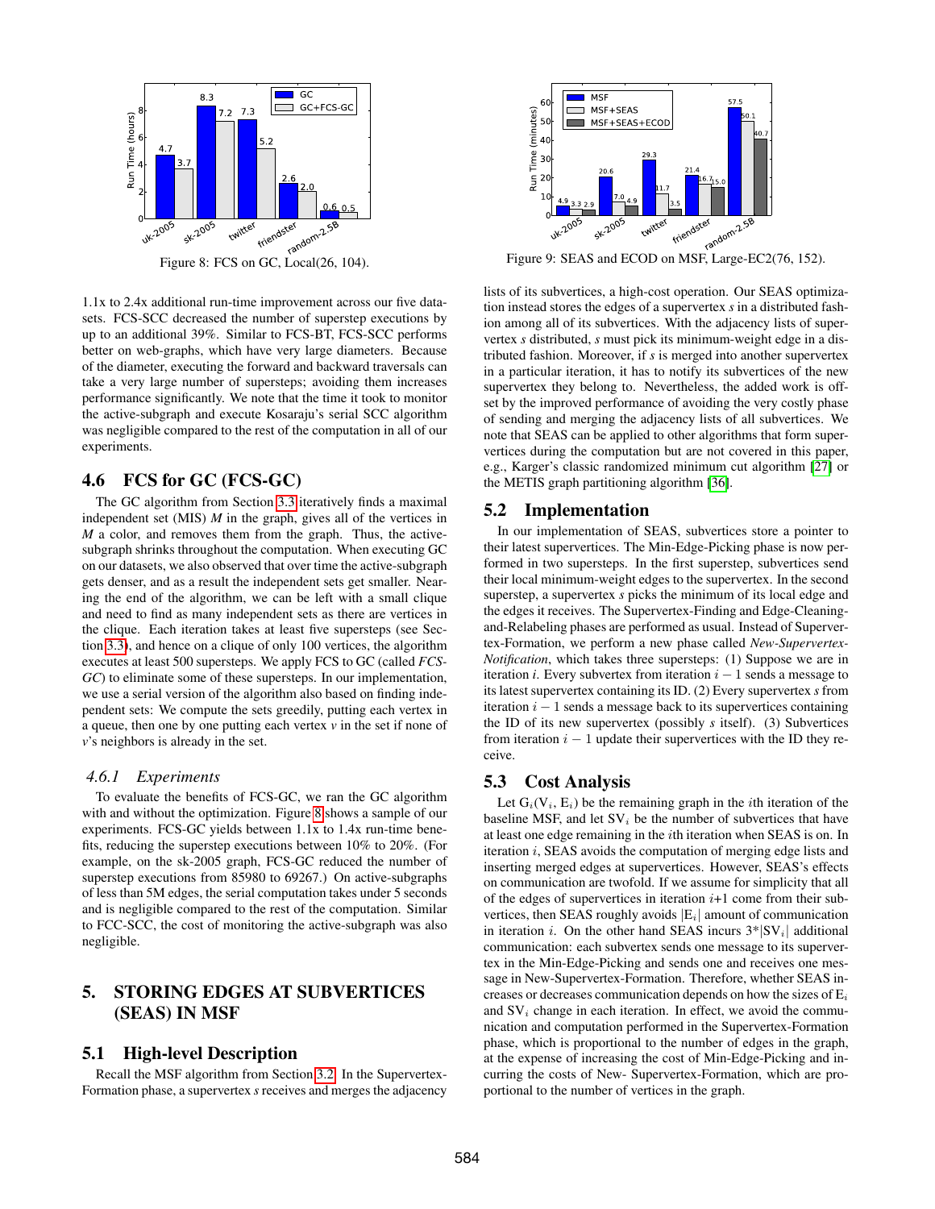Figure 8: FCS on GC, Local(26, 104).

Figure 9: SEAS and ECOD on MSF, Large-EC2(76, 152).

1.1x to 2.4x additional run-time improvement across our five datasets. FCS-SCC decreased the number of superstep executions by up to an additional 39%. Similar to FCS-BT, FCS-SCC performs better on web-graphs, which have very large diameters. Because of the diameter, executing the forward and backward traversals can take a very large number of supersteps; avoiding them increases performance significantly. We note that the time it took to monitor the active-subgraph and execute Kosaraju's serial SCC algorithm was negligible compared to the rest of the computation in all of our experiments.

## 4.6 FCS for GC (FCS-GC)

The GC algorithm from Section 3.3 iteratively finds a maximal independent set (MIS) *M* in the graph, gives all of the vertices in *M* a color, and removes them from the graph. Thus, the active-subgraph shrinks throughout the computation. When executing GC on our datasets, we also observed that over time the active-subgraph gets denser, and as a result the independent sets get smaller. Nearing the end of the algorithm, we can be left with a small clique and need to find as many independent sets as there are vertices in the clique. Each iteration takes at least five supersteps (see Section 3.3), and hence on a clique of only 100 vertices, the algorithm executes at least 500 supersteps. We apply FCS to GC (called *FCS-GC*) to eliminate some of these supersteps. In our implementation, we use a serial version of the algorithm also based on finding independent sets: We compute the sets greedily, putting each vertex in a queue, then one by one putting each vertex *v* in the set if none of *v*'s neighbors is already in the set.

### 4.6.1 Experiments

To evaluate the benefits of FCS-GC, we ran the GC algorithm with and without the optimization. Figure 8 shows a sample of our experiments. FCS-GC yields between 1.1x to 1.4x run-time benefits, reducing the superstep executions between 10% to 20%. (For example, on the sk-2005 graph, FCS-GC reduced the number of superstep executions from 85980 to 69267.) On active-subgraphs of less than 5M edges, the serial computation takes under 5 seconds and is negligible compared to the rest of the computation. Similar to FCC-SCC, the cost of monitoring the active-subgraph was also negligible.

# 5. STORING EDGES AT SUBVERTICES (SEAS) IN MSF

## 5.1 High-level Description

Recall the MSF algorithm from Section 3.2. In the Supervertex-Formation phase, a supervertex *s* receives and merges the adjacency lists of its subvertices, a high-cost operation. Our SEAS optimization instead stores the edges of a supervertex *s* in a distributed fashion among all of its subvertices. With the adjacency lists of supervertex *s* distributed, *s* must pick its minimum-weight edge in a distributed fashion. Moreover, if *s* is merged into another supervertex in a particular iteration, it has to notify its subvertices of the new supervertex they belong to. Nevertheless, the added work is offset by the improved performance of avoiding the very costly phase of sending and merging the adjacency lists of all subvertices. We note that SEAS can be applied to other algorithms that form supervertices during the computation but are not covered in this paper, e.g., Karger's classic randomized minimum cut algorithm [27] or the METIS graph partitioning algorithm [36].

## 5.2 Implementation

In our implementation of SEAS, subvertices store a pointer to their latest supervertices. The Min-Edge-Picking phase is now performed in two supersteps. In the first superstep, subvertices send their local minimum-weight edges to the supervertex. In the second superstep, a supervertex *s* picks the minimum of its local edge and the edges it receives. The Supervertex-Finding and Edge-Cleaning-and-Relabeling phases are performed as usual. Instead of Supervertex-Formation, we perform a new phase called *New-Supervertex-Notification*, which takes three supersteps: (1) Suppose we are in iteration *i*. Every subvertex from iteration $i-1$ sends a message to its latest supervertex containing its ID. (2) Every supervertex *s* from iteration $i-1$ sends a message back to its subvertices containing the ID of its new supervertex (possibly *s* itself). (3) Subvertices from iteration $i-1$ update their supervertices with the ID they receive.

## 5.3 Cost Analysis

Let $G_i(V_i, E_i)$ be the remaining graph in the $i$th iteration of the baseline MSF, and let $SV_i$ be the number of subvertices that have at least one edge remaining in the $i$th iteration when SEAS is on. In iteration $i$, SEAS avoids the computation of merging edge lists and inserting merged edges at supervertices. However, SEAS's effects on communication are twofold. If we assume for simplicity that all of the edges of supervertices in iteration $i$+1 come from their subvertices, then SEAS roughly avoids $|E_i|$ amount of communication in iteration $i$. On the other hand SEAS incurs $3*|SV_i|$ additional communication: each subvertex sends one message to its supervertex in the Min-Edge-Picking and sends one and receives one message in New-Supervertex-Formation. Therefore, whether SEAS increases or decreases communication depends on how the sizes of $E_i$ and $SV_i$ change in each iteration. In effect, we avoid the communication and computation performed in the Supervertex-Formation phase, which is proportional to the number of edges in the graph, at the expense of increasing the cost of Min-Edge-Picking and incurring the costs of New- Supervertex-Formation, which are proportional to the number of vertices in the graph.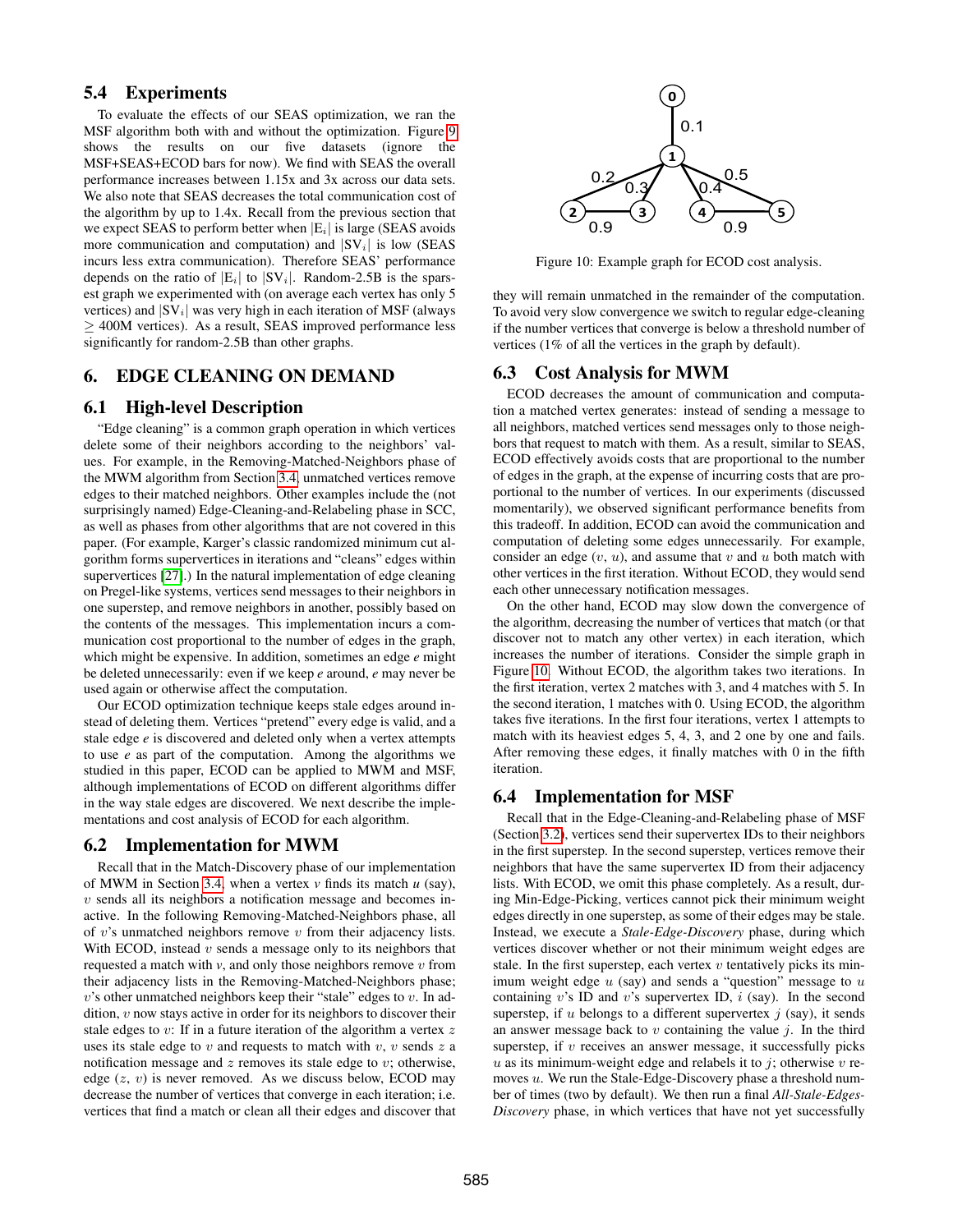## 5.4 Experiments

To evaluate the effects of our SEAS optimization, we ran the MSF algorithm both with and without the optimization. Figure 9 shows the results on our five datasets (ignore the MSF+SEAS+ECOD bars for now). We find with SEAS the overall performance increases between 1.15x and 3x across our data sets. We also note that SEAS decreases the total communication cost of the algorithm by up to 1.4x. Recall from the previous section that we expect SEAS to perform better when $|E_i|$ is large (SEAS avoids more communication and computation) and $|SV_i|$ is low (SEAS incurs less extra communication). Therefore SEAS' performance depends on the ratio of $|E_i|$ to $|SV_i|$. Random-2.5B is the sparsest graph we experimented with (on average each vertex has only 5 vertices) and $|SV_i|$ was very high in each iteration of MSF (always $\geq$ 400M vertices). As a result, SEAS improved performance less significantly for random-2.5B than other graphs.

# 6. EDGE CLEANING ON DEMAND

## 6.1 High-level Description

"Edge cleaning" is a common graph operation in which vertices delete some of their neighbors according to the neighbors' values. For example, in the Removing-Matched-Neighbors phase of the MWM algorithm from Section 3.4, unmatched vertices remove edges to their matched neighbors. Other examples include the (not surprisingly named) Edge-Cleaning-and-Relabeling phase in SCC, as well as phases from other algorithms that are not covered in this paper. (For example, Karger's classic randomized minimum cut algorithm forms supervertices in iterations and "cleans" edges within supervertices [27].) In the natural implementation of edge cleaning on Pregel-like systems, vertices send messages to their neighbors in one superstep, and remove neighbors in another, possibly based on the contents of the messages. This implementation incurs a communication cost proportional to the number of edges in the graph, which might be expensive. In addition, sometimes an edge *e* might be deleted unnecessarily: even if we keep *e* around, *e* may never be used again or otherwise affect the computation.

Our ECOD optimization technique keeps stale edges around instead of deleting them. Vertices "pretend" every edge is valid, and a stale edge *e* is discovered and deleted only when a vertex attempts to use *e* as part of the computation. Among the algorithms we studied in this paper, ECOD can be applied to MWM and MSF, although implementations of ECOD on different algorithms differ in the way stale edges are discovered. We next describe the implementations and cost analysis of ECOD for each algorithm.

## 6.2 Implementation for MWM

Recall that in the Match-Discovery phase of our implementation of MWM in Section 3.4, when a vertex *v* finds its match *u* (say), $v$ sends all its neighbors a notification message and becomes inactive. In the following Removing-Matched-Neighbors phase, all of $v$'s unmatched neighbors remove $v$ from their adjacency lists. With ECOD, instead $v$ sends a message only to its neighbors that requested a match with *v*, and only those neighbors remove $v$ from their adjacency lists in the Removing-Matched-Neighbors phase; $v$'s other unmatched neighbors keep their "stale" edges to $v$. In addition, $v$ now stays active in order for its neighbors to discover their stale edges to $v$: If in a future iteration of the algorithm a vertex $z$ uses its stale edge to $v$ and requests to match with $v$, $v$ sends $z$ a notification message and $z$ removes its stale edge to $v$; otherwise, edge ($z$, $v$) is never removed. As we discuss below, ECOD may decrease the number of vertices that converge in each iteration; i.e. vertices that find a match or clean all their edges and discover that they will remain unmatched in the remainder of the computation. To avoid very slow convergence we switch to regular edge-cleaning if the number vertices that converge is below a threshold number of vertices (1% of all the vertices in the graph by default).

0
0.1
1
0.2
0.3
0.4
0.5
2
3
4
5
0.9
0.9

Figure 10: Example graph for ECOD cost analysis.

## 6.3 Cost Analysis for MWM

ECOD decreases the amount of communication and computation a matched vertex generates: instead of sending a message to all neighbors, matched vertices send messages only to those neighbors that request to match with them. As a result, similar to SEAS, ECOD effectively avoids costs that are proportional to the number of edges in the graph, at the expense of incurring costs that are proportional to the number of vertices. In our experiments (discussed momentarily), we observed significant performance benefits from this tradeoff. In addition, ECOD can avoid the communication and computation of deleting some edges unnecessarily. For example, consider an edge ($v$, $u$), and assume that $v$ and $u$ both match with other vertices in the first iteration. Without ECOD, they would send each other unnecessary notification messages.

On the other hand, ECOD may slow down the convergence of the algorithm, decreasing the number of vertices that match (or that discover not to match any other vertex) in each iteration, which increases the number of iterations. Consider the simple graph in Figure 10. Without ECOD, the algorithm takes two iterations. In the first iteration, vertex 2 matches with 3, and 4 matches with 5. In the second iteration, 1 matches with 0. Using ECOD, the algorithm takes five iterations. In the first four iterations, vertex 1 attempts to match with its heaviest edges 5, 4, 3, and 2 one by one and fails. After removing these edges, it finally matches with 0 in the fifth iteration.

## 6.4 Implementation for MSF

Recall that in the Edge-Cleaning-and-Relabeling phase of MSF (Section 3.2), vertices send their supervertex IDs to their neighbors in the first superstep. In the second superstep, vertices remove their neighbors that have the same supervertex ID from their adjacency lists. With ECOD, we omit this phase completely. As a result, during Min-Edge-Picking, vertices cannot pick their minimum weight edges directly in one superstep, as some of their edges may be stale. Instead, we execute a *Stale-Edge-Discovery* phase, during which vertices discover whether or not their minimum weight edges are stale. In the first superstep, each vertex $v$ tentatively picks its minimum weight edge $u$ (say) and sends a "question" message to $u$ containing $v$'s ID and $v$'s supervertex ID, $i$ (say). In the second superstep, if $u$ belongs to a different supervertex $j$ (say), it sends an answer message back to $v$ containing the value $j$. In the third superstep, if $v$ receives an answer message, it successfully picks $u$ as its minimum-weight edge and relabels it to $j$; otherwise $v$ removes $u$. We run the Stale-Edge-Discovery phase a threshold number of times (two by default). We then run a final *All-Stale-Edges-Discovery* phase, in which vertices that have not yet successfully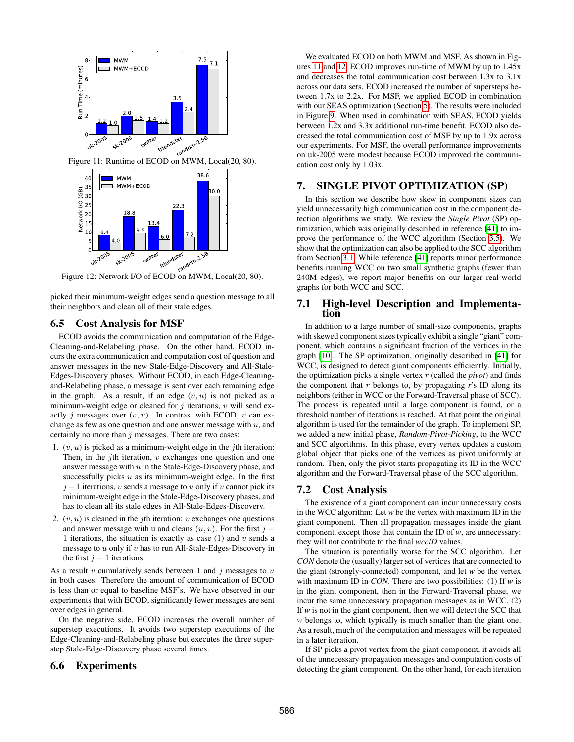MWM
MWM+ECOD

Run Time (minutes)

1.2 1.0 2.0 1.5 1.4 1.2 3.5 2.4 7.5 7.1

uk-2005 sk-2005 twitter friendster random-2.5B

Figure 11: Runtime of ECOD on MWM, Local(20, 80).

MWM
MWM+ECOD

Network I/O (GB)

8.4 4.0 18.8 9.5 13.4 6.0 22.3 7.2 38.6 30.0

uk-2005 sk-2005 twitter friendster random-2.5B

Figure 12: Network I/O of ECOD on MWM, Local(20, 80).

picked their minimum-weight edges send a question message to all their neighbors and clean all of their stale edges.

## 6.5 Cost Analysis for MSF

ECOD avoids the communication and computation of the Edge-Cleaning-and-Relabeling phase. On the other hand, ECOD incurs the extra communication and computation cost of question and answer messages in the new Stale-Edge-Discovery and All-Stale-Edges-Discovery phases. Without ECOD, in each Edge-Cleaning-and-Relabeling phase, a message is sent over each remaining edge in the graph. As a result, if an edge $(v, u)$ is not picked as a minimum-weight edge or cleaned for $j$ iterations, $v$ will send exactly $j$ messages over $(v, u)$. In contrast with ECOD, $v$ can exchange as few as one question and one answer message with $u$, and certainly no more than $j$ messages. There are two cases:

1. $(v, u)$ is picked as a minimum-weight edge in the $j$th iteration: Then, in the $j$th iteration, $v$ exchanges one question and one answer message with $u$ in the Stale-Edge-Discovery phase, and successfully picks $u$ as its minimum-weight edge. In the first $j-1$ iterations, $v$ sends a message to $u$ only if $v$ cannot pick its minimum-weight edge in the Stale-Edge-Discovery phases, and has to clean all its stale edges in All-Stale-Edges-Discovery.
2. $(v, u)$ is cleaned in the $j$th iteration: $v$ exchanges one questions and answer message with u and cleans $(u, v)$. For the first $j - 1$ iterations, the situation is exactly as case (1) and $v$ sends a message to $u$ only if $v$ has to run All-Stale-Edges-Discovery in the first $j - 1$ iterations.

As a result $v$ cumulatively sends between 1 and $j$ messages to $u$ in both cases. Therefore the amount of communication of ECOD is less than or equal to baseline MSF's. We have observed in our experiments that with ECOD, significantly fewer messages are sent over edges in general.

On the negative side, ECOD increases the overall number of superstep executions. It avoids two superstep executions of the Edge-Cleaning-and-Relabeling phase but executes the three superstep Stale-Edge-Discovery phase several times.

## 6.6 Experiments

We evaluated ECOD on both MWM and MSF. As shown in Figures 11 and 12, ECOD improves run-time of MWM by up to 1.45x and decreases the total communication cost between 1.3x to 3.1x across our data sets. ECOD increased the number of supersteps between 1.7x to 2.2x. For MSF, we applied ECOD in combination with our SEAS optimization (Section 5). The results were included in Figure 9. When used in combination with SEAS, ECOD yields between 1.2x and 3.3x additional run-time benefit. ECOD also decreased the total communication cost of MSF by up to 1.9x across our experiments. For MSF, the overall performance improvements on uk-2005 were modest because ECOD improved the communication cost only by 1.03x.

# 7. SINGLE PIVOT OPTIMIZATION (SP)

In this section we describe how skew in component sizes can yield unnecessarily high communication cost in the component detection algorithms we study. We review the *Single Pivot* (SP) optimization, which was originally described in reference [41] to improve the performance of the WCC algorithm (Section 3.5). We show that the optimization can also be applied to the SCC algorithm from Section 3.1. While reference [41] reports minor performance benefits running WCC on two small synthetic graphs (fewer than 240M edges), we report major benefits on our larger real-world graphs for both WCC and SCC.

## 7.1 High-level Description and Implementation

In addition to a large number of small-size components, graphs with skewed component sizes typically exhibit a single "giant" component, which contains a significant fraction of the vertices in the graph [10]. The SP optimization, originally described in [41] for WCC, is designed to detect giant components efficiently. Initially, the optimization picks a single vertex $r$ (called the *pivot*) and finds the component that $r$ belongs to, by propagating $r$'s ID along its neighbors (either in WCC or the Forward-Traversal phase of SCC). The process is repeated until a large component is found, or a threshold number of iterations is reached. At that point the original algorithm is used for the remainder of the graph. To implement SP, we added a new initial phase, *Random-Pivot-Picking*, to the WCC and SCC algorithms. In this phase, every vertex updates a custom global object that picks one of the vertices as pivot uniformly at random. Then, only the pivot starts propagating its ID in the WCC algorithm and the Forward-Traversal phase of the SCC algorithm.

## 7.2 Cost Analysis

The existence of a giant component can incur unnecessary costs in the WCC algorithm: Let *w* be the vertex with maximum ID in the giant component. Then all propagation messages inside the giant component, except those that contain the ID of *w*, are unnecessary: they will not contribute to the final *wccID* values.

The situation is potentially worse for the SCC algorithm. Let *CON* denote the (usually) larger set of vertices that are connected to the giant (strongly-connected) component, and let *w* be the vertex with maximum ID in *CON*. There are two possibilities: (1) If *w* is in the giant component, then in the Forward-Traversal phase, we incur the same unnecessary propagation messages as in WCC. (2) If *w* is not in the giant component, then we will detect the SCC that *w* belongs to, which typically is much smaller than the giant one. As a result, much of the computation and messages will be repeated in a later iteration.

If SP picks a pivot vertex from the giant component, it avoids all of the unnecessary propagation messages and computation costs of detecting the giant component. On the other hand, for each iteration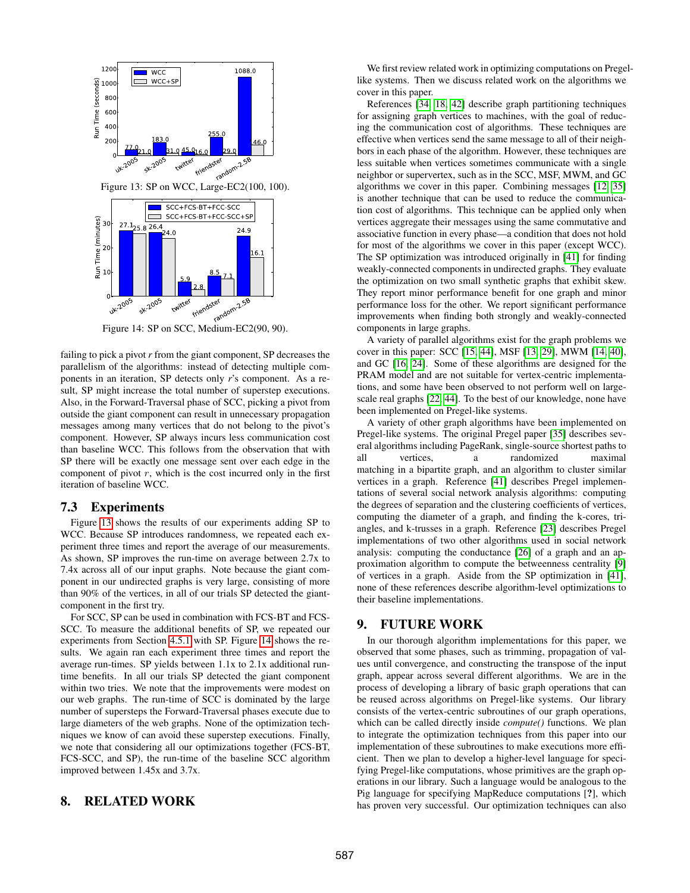1200
1000
800
600
400
200
0
Run Time (seconds)
WCC
WCC+SP
77.0
21.0
183.0
31.0
45.0
16.0
255.0
29.0
1088.0
46.0
uk-2005
sk-2005
twitter
friendster
random-2.5B

Figure 13: SP on WCC, Large-EC2(100, 100).

30
20
10
0
Run Time (minutes)
SCC+FCS-BT+FCC-SCC
SCC+FCS-BT+FCC-SCC+SP
27.1
25.8
26.4
24.0
5.9
2.8
8.5
7.1
24.9
16.1
uk-2005
sk-2005
twitter
friendster
random-2.5B

Figure 14: SP on SCC, Medium-EC2(90, 90).

failing to pick a pivot *r* from the giant component, SP decreases the parallelism of the algorithms: instead of detecting multiple components in an iteration, SP detects only *r*'s component. As a result, SP might increase the total number of superstep executions. Also, in the Forward-Traversal phase of SCC, picking a pivot from outside the giant component can result in unnecessary propagation messages among many vertices that do not belong to the pivot's component. However, SP always incurs less communication cost than baseline WCC. This follows from the observation that with SP there will be exactly one message sent over each edge in the component of pivot $r$, which is the cost incurred only in the first iteration of baseline WCC.

## 7.3 Experiments

Figure 13 shows the results of our experiments adding SP to WCC. Because SP introduces randomness, we repeated each experiment three times and report the average of our measurements. As shown, SP improves the run-time on average between 2.7x to 7.4x across all of our input graphs. Note because the giant component in our undirected graphs is very large, consisting of more than 90% of the vertices, in all of our trials SP detected the giant-component in the first try.

For SCC, SP can be used in combination with FCS-BT and FCS-SCC. To measure the additional benefits of SP, we repeated our experiments from Section 4.5.1 with SP. Figure 14 shows the results. We again ran each experiment three times and report the average run-times. SP yields between 1.1x to 2.1x additional run-time benefits. In all our trials SP detected the giant component within two tries. We note that the improvements were modest on our web graphs. The run-time of SCC is dominated by the large number of supersteps the Forward-Traversal phases execute due to large diameters of the web graphs. None of the optimization techniques we know of can avoid these superstep executions. Finally, we note that considering all our optimizations together (FCS-BT, FCS-SCC, and SP), the run-time of the baseline SCC algorithm improved between 1.45x and 3.7x.

# 8. RELATED WORK

We first review related work in optimizing computations on Pregel-like systems. Then we discuss related work on the algorithms we cover in this paper.

References [34, 18, 42] describe graph partitioning techniques for assigning graph vertices to machines, with the goal of reducing the communication cost of algorithms. These techniques are effective when vertices send the same message to all of their neighbors in each phase of the algorithm. However, these techniques are less suitable when vertices sometimes communicate with a single neighbor or supervertex, such as in the SCC, MSF, MWM, and GC algorithms we cover in this paper. Combining messages [12, 35] is another technique that can be used to reduce the communication cost of algorithms. This technique can be applied only when vertices aggregate their messages using the same commutative and associative function in every phase—a condition that does not hold for most of the algorithms we cover in this paper (except WCC). The SP optimization was introduced originally in [41] for finding weakly-connected components in undirected graphs. They evaluate the optimization on two small synthetic graphs that exhibit skew. They report minor performance benefit for one graph and minor performance loss for the other. We report significant performance improvements when finding both strongly and weakly-connected components in large graphs.

A variety of parallel algorithms exist for the graph problems we cover in this paper: SCC [15, 44], MSF [13, 29], MWM [14, 40], and GC [16, 24]. Some of these algorithms are designed for the PRAM model and are not suitable for vertex-centric implementations, and some have been observed to not perform well on large-scale real graphs [22, 44]. To the best of our knowledge, none have been implemented on Pregel-like systems.

A variety of other graph algorithms have been implemented on Pregel-like systems. The original Pregel paper [35] describes several algorithms including PageRank, single-source shortest paths to all vertices, a randomized maximal matching in a bipartite graph, and an algorithm to cluster similar vertices in a graph. Reference [41] describes Pregel implementations of several social network analysis algorithms: computing the degrees of separation and the clustering coefficients of vertices, computing the diameter of a graph, and finding the k-cores, triangles, and k-trusses in a graph. Reference [23] describes Pregel implementations of two other algorithms used in social network analysis: computing the conductance [26] of a graph and an approximation algorithm to compute the betweenness centrality [9] of vertices in a graph. Aside from the SP optimization in [41], none of these references describe algorithm-level optimizations to their baseline implementations.

# 9. FUTURE WORK

In our thorough algorithm implementations for this paper, we observed that some phases, such as trimming, propagation of values until convergence, and constructing the transpose of the input graph, appear across several different algorithms. We are in the process of developing a library of basic graph operations that can be reused across algorithms on Pregel-like systems. Our library consists of the vertex-centric subroutines of our graph operations, which can be called directly inside *compute()* functions. We plan to integrate the optimization techniques from this paper into our implementation of these subroutines to make executions more efficient. Then we plan to develop a higher-level language for specifying Pregel-like computations, whose primitives are the graph operations in our library. Such a language would be analogous to the Pig language for specifying MapReduce computations [**?**], which has proven very successful. Our optimization techniques can also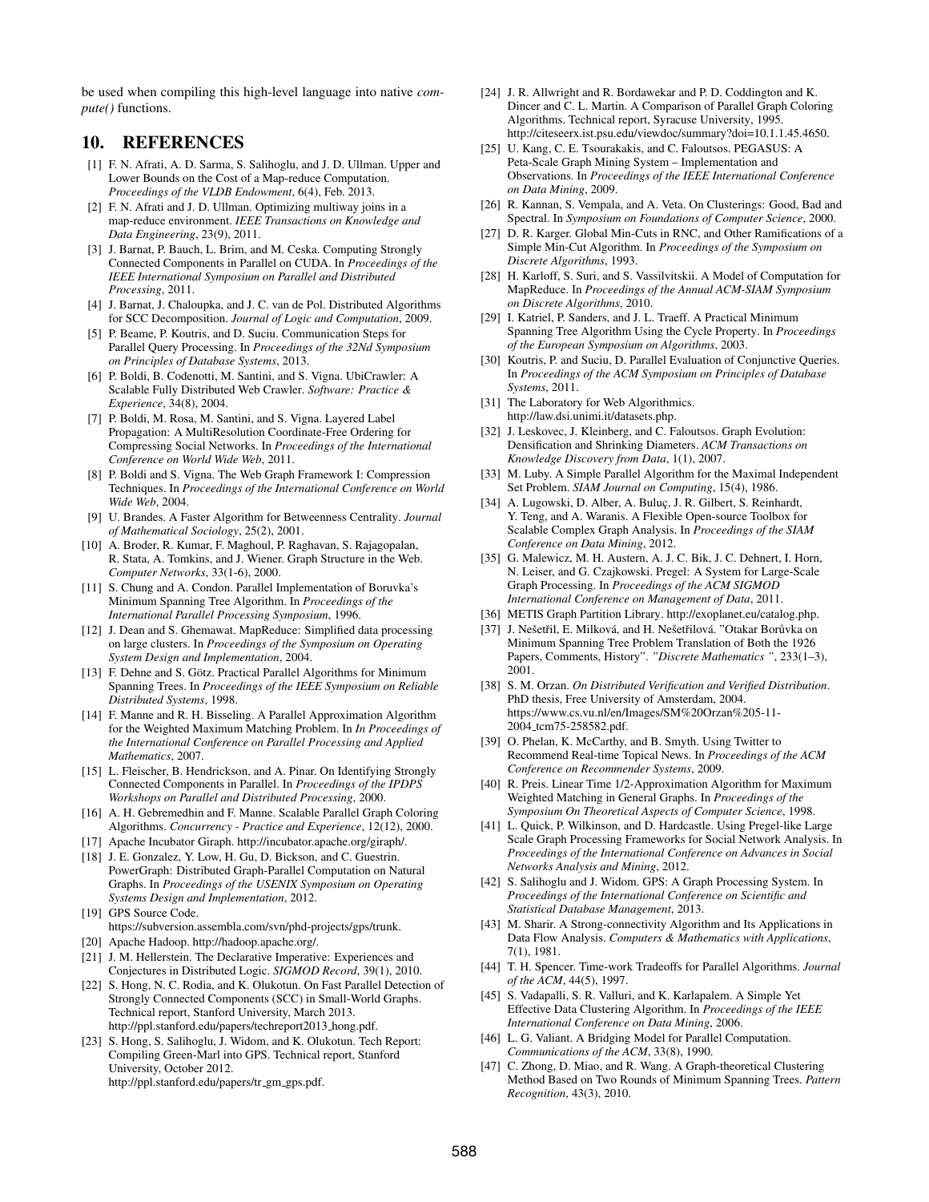be used when compiling this high-level language into native *compute()* functions.

## 10. REFERENCES

[1] F. N. Afrati, A. D. Sarma, S. Salihoglu, and J. D. Ullman. Upper and Lower Bounds on the Cost of a Map-reduce Computation. *Proceedings of the VLDB Endowment*, 6(4), Feb. 2013.

[2] F. N. Afrati and J. D. Ullman. Optimizing multiway joins in a map-reduce environment. *IEEE Transactions on Knowledge and Data Engineering*, 23(9), 2011.

[3] J. Barnat, P. Bauch, L. Brim, and M. Ceska. Computing Strongly Connected Components in Parallel on CUDA. In *Proceedings of the IEEE International Symposium on Parallel and Distributed Processing*, 2011.

[4] J. Barnat, J. Chaloupka, and J. C. van de Pol. Distributed Algorithms for SCC Decomposition. *Journal of Logic and Computation*, 2009.

[5] P. Beame, P. Koutris, and D. Suciu. Communication Steps for Parallel Query Processing. In *Proceedings of the 32Nd Symposium on Principles of Database Systems*, 2013.

[6] P. Boldi, B. Codenotti, M. Santini, and S. Vigna. UbiCrawler: A Scalable Fully Distributed Web Crawler. *Software: Practice & Experience*, 34(8), 2004.

[7] P. Boldi, M. Rosa, M. Santini, and S. Vigna. Layered Label Propagation: A MultiResolution Coordinate-Free Ordering for Compressing Social Networks. In *Proceedings of the International Conference on World Wide Web*, 2011.

[8] P. Boldi and S. Vigna. The Web Graph Framework I: Compression Techniques. In *Proceedings of the International Conference on World Wide Web*, 2004.

[9] U. Brandes. A Faster Algorithm for Betweenness Centrality. *Journal of Mathematical Sociology*, 25(2), 2001.

[10] A. Broder, R. Kumar, F. Maghoul, P. Raghavan, S. Rajagopalan, R. Stata, A. Tomkins, and J. Wiener. Graph Structure in the Web. *Computer Networks*, 33(1-6), 2000.

[11] S. Chung and A. Condon. Parallel Implementation of Boruvka's Minimum Spanning Tree Algorithm. In *Proceedings of the International Parallel Processing Symposium*, 1996.

[12] J. Dean and S. Ghemawat. MapReduce: Simplified data processing on large clusters. In *Proceedings of the Symposium on Operating System Design and Implementation*, 2004.

[13] F. Dehne and S. Götz. Practical Parallel Algorithms for Minimum Spanning Trees. In *Proceedings of the IEEE Symposium on Reliable Distributed Systems*, 1998.

[14] F. Manne and R. H. Bisseling. A Parallel Approximation Algorithm for the Weighted Maximum Matching Problem. In *In Proceedings of the International Conference on Parallel Processing and Applied Mathematics*, 2007.

[15] L. Fleischer, B. Hendrickson, and A. Pinar. On Identifying Strongly Connected Components in Parallel. In *Proceedings of the IPDPS Workshops on Parallel and Distributed Processing*, 2000.

[16] A. H. Gebremedhin and F. Manne. Scalable Parallel Graph Coloring Algorithms. *Concurrency - Practice and Experience*, 12(12), 2000.

[17] Apache Incubator Giraph. http://incubator.apache.org/giraph/.

[18] J. E. Gonzalez, Y. Low, H. Gu, D. Bickson, and C. Guestrin. PowerGraph: Distributed Graph-Parallel Computation on Natural Graphs. In *Proceedings of the USENIX Symposium on Operating Systems Design and Implementation*, 2012.

[19] GPS Source Code. https://subversion.assembla.com/svn/phd-projects/gps/trunk.

[20] Apache Hadoop. http://hadoop.apache.org/.

[21] J. M. Hellerstein. The Declarative Imperative: Experiences and Conjectures in Distributed Logic. *SIGMOD Record*, 39(1), 2010.

[22] S. Hong, N. C. Rodia, and K. Olukotun. On Fast Parallel Detection of Strongly Connected Components (SCC) in Small-World Graphs. Technical report, Stanford University, March 2013. http://ppl.stanford.edu/papers/techreport2013_hong.pdf.

[23] S. Hong, S. Salihoglu, J. Widom, and K. Olukotun. Tech Report: Compiling Green-Marl into GPS. Technical report, Stanford University, October 2012. http://ppl.stanford.edu/papers/tr_gm_gps.pdf.

[24] J. R. Allwright and R. Bordawekar and P. D. Coddington and K. Dincer and C. L. Martin. A Comparison of Parallel Graph Coloring Algorithms. Technical report, Syracuse University, 1995. http://citeseerx.ist.psu.edu/viewdoc/summary?doi=10.1.1.45.4650.

[25] U. Kang, C. E. Tsourakakis, and C. Faloutsos. PEGASUS: A Peta-Scale Graph Mining System – Implementation and Observations. In *Proceedings of the IEEE International Conference on Data Mining*, 2009.

[26] R. Kannan, S. Vempala, and A. Veta. On Clusterings: Good, Bad and Spectral. In *Symposium on Foundations of Computer Science*, 2000.

[27] D. R. Karger. Global Min-Cuts in RNC, and Other Ramifications of a Simple Min-Cut Algorithm. In *Proceedings of the Symposium on Discrete Algorithms*, 1993.

[28] H. Karloff, S. Suri, and S. Vassilvitskii. A Model of Computation for MapReduce. In *Proceedings of the Annual ACM-SIAM Symposium on Discrete Algorithms*, 2010.

[29] I. Katriel, P. Sanders, and J. L. Traeff. A Practical Minimum Spanning Tree Algorithm Using the Cycle Property. In *Proceedings of the European Symposium on Algorithms*, 2003.

[30] Koutris, P. and Suciu, D. Parallel Evaluation of Conjunctive Queries. In *Proceedings of the ACM Symposium on Principles of Database Systems*, 2011.

[31] The Laboratory for Web Algorithmics. http://law.dsi.unimi.it/datasets.php.

[32] J. Leskovec, J. Kleinberg, and C. Faloutsos. Graph Evolution: Densification and Shrinking Diameters. *ACM Transactions on Knowledge Discovery from Data*, 1(1), 2007.

[33] M. Luby. A Simple Parallel Algorithm for the Maximal Independent Set Problem. *SIAM Journal on Computing*, 15(4), 1986.

[34] A. Lugowski, D. Alber, A. Buluç, J. R. Gilbert, S. Reinhardt, Y. Teng, and A. Waranis. A Flexible Open-source Toolbox for Scalable Complex Graph Analysis. In *Proceedings of the SIAM Conference on Data Mining*, 2012.

[35] G. Malewicz, M. H. Austern, A. J. C. Bik, J. C. Dehnert, I. Horn, N. Leiser, and G. Czajkowski. Pregel: A System for Large-Scale Graph Processing. In *Proceedings of the ACM SIGMOD International Conference on Management of Data*, 2011.

[36] METIS Graph Partition Library. http://exoplanet.eu/catalog.php.

[37] J. Nešetřil, E. Milková, and H. Nešetřilová. "Otakar Borůvka on Minimum Spanning Tree Problem Translation of Both the 1926 Papers, Comments, History". *"Discrete Mathematics "*, 233(1–3), 2001.

[38] S. M. Orzan. *On Distributed Verification and Verified Distribution*. PhD thesis, Free University of Amsterdam, 2004. https://www.cs.vu.nl/en/Images/SM%20Orzan%205-11-2004_tcm75-258582.pdf.

[39] O. Phelan, K. McCarthy, and B. Smyth. Using Twitter to Recommend Real-time Topical News. In *Proceedings of the ACM Conference on Recommender Systems*, 2009.

[40] R. Preis. Linear Time 1/2-Approximation Algorithm for Maximum Weighted Matching in General Graphs. In *Proceedings of the Symposium On Theoretical Aspects of Computer Science*, 1998.

[41] L. Quick, P. Wilkinson, and D. Hardcastle. Using Pregel-like Large Scale Graph Processing Frameworks for Social Network Analysis. In *Proceedings of the International Conference on Advances in Social Networks Analysis and Mining*, 2012.

[42] S. Salihoglu and J. Widom. GPS: A Graph Processing System. In *Proceedings of the International Conference on Scientific and Statistical Database Management*, 2013.

[43] M. Sharir. A Strong-connectivity Algorithm and Its Applications in Data Flow Analysis. *Computers & Mathematics with Applications*, 7(1), 1981.

[44] T. H. Spencer. Time-work Tradeoffs for Parallel Algorithms. *Journal of the ACM*, 44(5), 1997.

[45] S. Vadapalli, S. R. Valluri, and K. Karlapalem. A Simple Yet Effective Data Clustering Algorithm. In *Proceedings of the IEEE International Conference on Data Mining*, 2006.

[46] L. G. Valiant. A Bridging Model for Parallel Computation. *Communications of the ACM*, 33(8), 1990.

[47] C. Zhong, D. Miao, and R. Wang. A Graph-theoretical Clustering Method Based on Two Rounds of Minimum Spanning Trees. *Pattern Recognition*, 43(3), 2010.